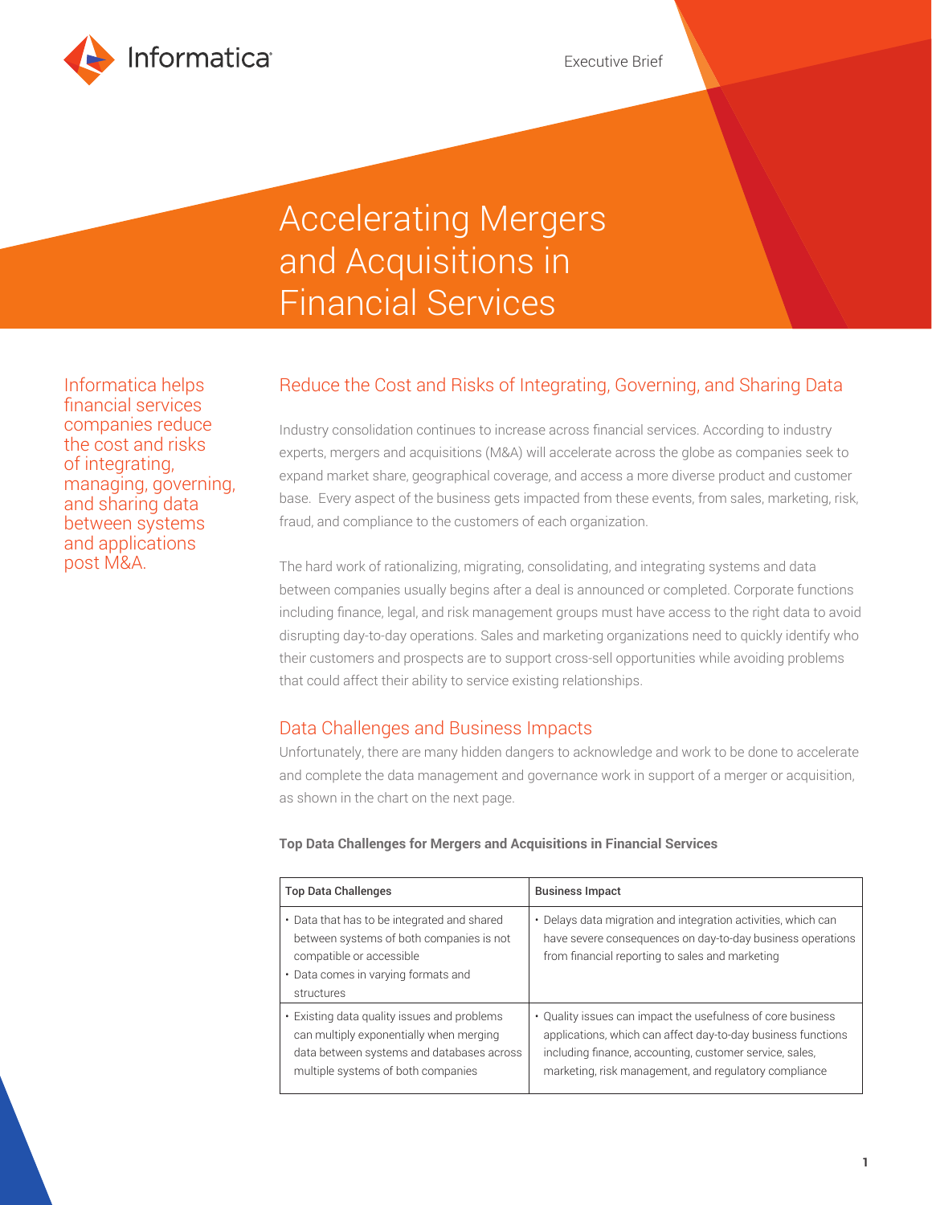Informatica

Executive Brief

# Accelerating Mergers and Acquisitions in Financial Services

Informatica helps financial services companies reduce the cost and risks of integrating, managing, governing, and sharing data between systems and applications post M&A.

## Reduce the Cost and Risks of Integrating, Governing, and Sharing Data

Industry consolidation continues to increase across financial services. According to industry experts, mergers and acquisitions (M&A) will accelerate across the globe as companies seek to expand market share, geographical coverage, and access a more diverse product and customer base. Every aspect of the business gets impacted from these events, from sales, marketing, risk, fraud, and compliance to the customers of each organization.

The hard work of rationalizing, migrating, consolidating, and integrating systems and data between companies usually begins after a deal is announced or completed. Corporate functions including finance, legal, and risk management groups must have access to the right data to avoid disrupting day-to-day operations. Sales and marketing organizations need to quickly identify who their customers and prospects are to support cross-sell opportunities while avoiding problems that could affect their ability to service existing relationships.

## Data Challenges and Business Impacts

Unfortunately, there are many hidden dangers to acknowledge and work to be done to accelerate and complete the data management and governance work in support of a merger or acquisition, as shown in the chart on the next page.

**Top Data Challenges for Mergers and Acquisitions in Financial Services**

| Top Data Challenges | Business Impact |
| --- | --- |
| • Data that has to be integrated and shared between systems of both companies is not compatible or accessible<br>• Data comes in varying formats and structures | • Delays data migration and integration activities, which can have severe consequences on day-to-day business operations from financial reporting to sales and marketing |
| • Existing data quality issues and problems can multiply exponentially when merging data between systems and databases across multiple systems of both companies | • Quality issues can impact the usefulness of core business applications, which can affect day-to-day business functions including finance, accounting, customer service, sales, marketing, risk management, and regulatory compliance |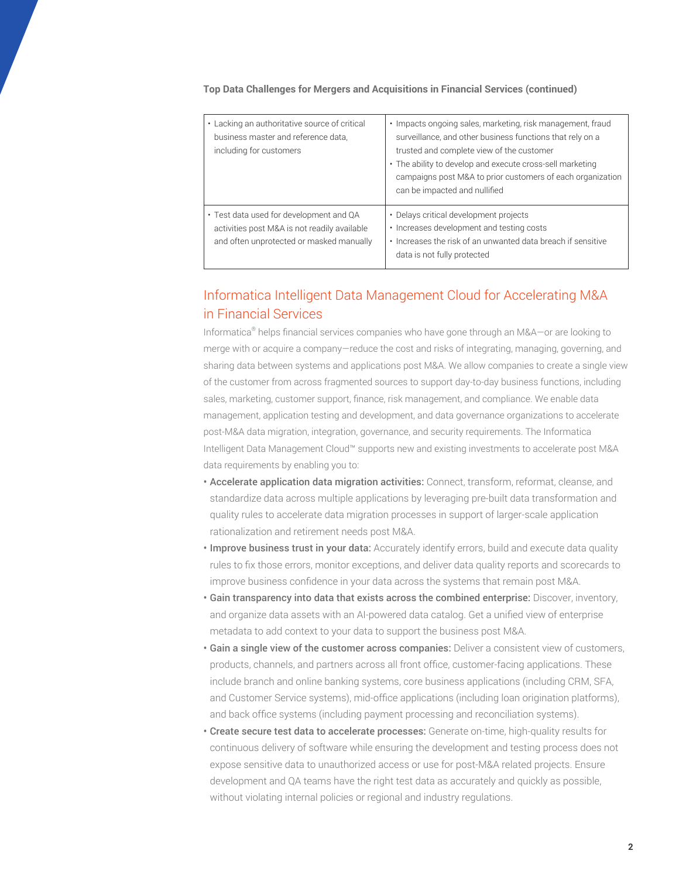**Top Data Challenges for Mergers and Acquisitions in Financial Services (continued)**

| | |
|---|---|
| • Lacking an authoritative source of critical business master and reference data, including for customers | • Impacts ongoing sales, marketing, risk management, fraud surveillance, and other business functions that rely on a trusted and complete view of the customer<br>• The ability to develop and execute cross-sell marketing campaigns post M&A to prior customers of each organization can be impacted and nullified |
| • Test data used for development and QA activities post M&A is not readily available and often unprotected or masked manually | • Delays critical development projects<br>• Increases development and testing costs<br>• Increases the risk of an unwanted data breach if sensitive data is not fully protected |

## Informatica Intelligent Data Management Cloud for Accelerating M&A in Financial Services

Informatica® helps financial services companies who have gone through an M&A—or are looking to merge with or acquire a company—reduce the cost and risks of integrating, managing, governing, and sharing data between systems and applications post M&A. We allow companies to create a single view of the customer from across fragmented sources to support day-to-day business functions, including sales, marketing, customer support, finance, risk management, and compliance. We enable data management, application testing and development, and data governance organizations to accelerate post-M&A data migration, integration, governance, and security requirements. The Informatica Intelligent Data Management Cloud™ supports new and existing investments to accelerate post M&A data requirements by enabling you to:

- **Accelerate application data migration activities:** Connect, transform, reformat, cleanse, and standardize data across multiple applications by leveraging pre-built data transformation and quality rules to accelerate data migration processes in support of larger-scale application rationalization and retirement needs post M&A.
- **Improve business trust in your data:** Accurately identify errors, build and execute data quality rules to fix those errors, monitor exceptions, and deliver data quality reports and scorecards to improve business confidence in your data across the systems that remain post M&A.
- **Gain transparency into data that exists across the combined enterprise:** Discover, inventory, and organize data assets with an AI-powered data catalog. Get a unified view of enterprise metadata to add context to your data to support the business post M&A.
- **Gain a single view of the customer across companies:** Deliver a consistent view of customers, products, channels, and partners across all front office, customer-facing applications. These include branch and online banking systems, core business applications (including CRM, SFA, and Customer Service systems), mid-office applications (including loan origination platforms), and back office systems (including payment processing and reconciliation systems).
- **Create secure test data to accelerate processes:** Generate on-time, high-quality results for continuous delivery of software while ensuring the development and testing process does not expose sensitive data to unauthorized access or use for post-M&A related projects. Ensure development and QA teams have the right test data as accurately and quickly as possible, without violating internal policies or regional and industry regulations.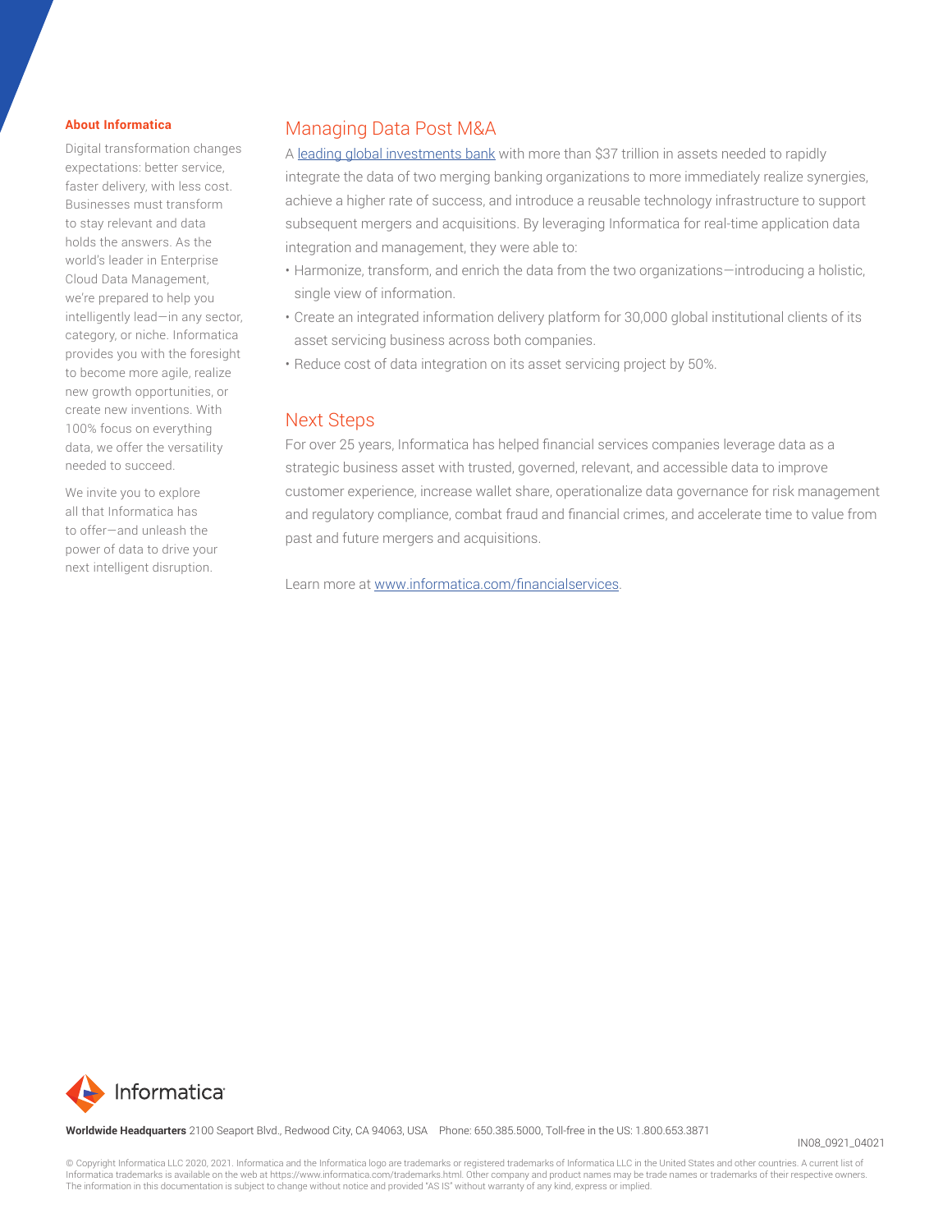**About Informatica**

Digital transformation changes expectations: better service, faster delivery, with less cost. Businesses must transform to stay relevant and data holds the answers. As the world's leader in Enterprise Cloud Data Management, we're prepared to help you intelligently lead—in any sector, category, or niche. Informatica provides you with the foresight to become more agile, realize new growth opportunities, or create new inventions. With 100% focus on everything data, we offer the versatility needed to succeed.

We invite you to explore all that Informatica has to offer—and unleash the power of data to drive your next intelligent disruption.

## Managing Data Post M&A

A leading global investments bank with more than $37 trillion in assets needed to rapidly integrate the data of two merging banking organizations to more immediately realize synergies, achieve a higher rate of success, and introduce a reusable technology infrastructure to support subsequent mergers and acquisitions. By leveraging Informatica for real-time application data integration and management, they were able to:

- Harmonize, transform, and enrich the data from the two organizations—introducing a holistic, single view of information.
- Create an integrated information delivery platform for 30,000 global institutional clients of its asset servicing business across both companies.
- Reduce cost of data integration on its asset servicing project by 50%.

## Next Steps

For over 25 years, Informatica has helped financial services companies leverage data as a strategic business asset with trusted, governed, relevant, and accessible data to improve customer experience, increase wallet share, operationalize data governance for risk management and regulatory compliance, combat fraud and financial crimes, and accelerate time to value from past and future mergers and acquisitions.

Learn more at www.informatica.com/financialservices.

Informatica

**Worldwide Headquarters** 2100 Seaport Blvd., Redwood City, CA 94063, USA Phone: 650.385.5000, Toll-free in the US: 1.800.653.3871

IN08_0921_04021

© Copyright Informatica LLC 2020, 2021. Informatica and the Informatica logo are trademarks or registered trademarks of Informatica LLC in the United States and other countries. A current list of Informatica trademarks is available on the web at https://www.informatica.com/trademarks.html. Other company and product names may be trade names or trademarks of their respective owners. The information in this documentation is subject to change without notice and provided "AS IS" without warranty of any kind, express or implied.